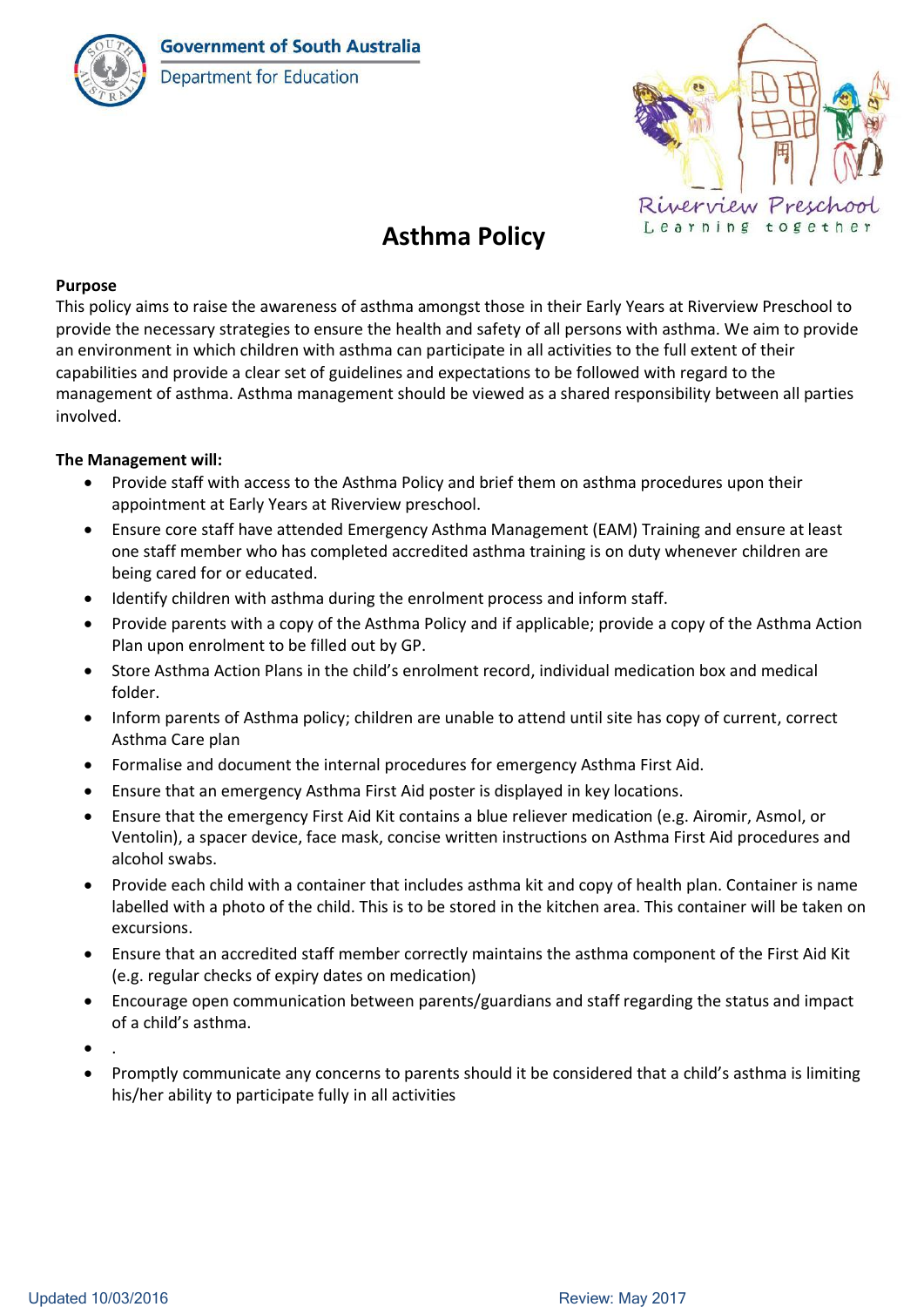Government of South Australia
Department for Education

Riverview Preschool
Learning together

# Asthma Policy

**Purpose**

This policy aims to raise the awareness of asthma amongst those in their Early Years at Riverview Preschool to provide the necessary strategies to ensure the health and safety of all persons with asthma. We aim to provide an environment in which children with asthma can participate in all activities to the full extent of their capabilities and provide a clear set of guidelines and expectations to be followed with regard to the management of asthma. Asthma management should be viewed as a shared responsibility between all parties involved.

**The Management will:**

- Provide staff with access to the Asthma Policy and brief them on asthma procedures upon their appointment at Early Years at Riverview preschool.
- Ensure core staff have attended Emergency Asthma Management (EAM) Training and ensure at least one staff member who has completed accredited asthma training is on duty whenever children are being cared for or educated.
- Identify children with asthma during the enrolment process and inform staff.
- Provide parents with a copy of the Asthma Policy and if applicable; provide a copy of the Asthma Action Plan upon enrolment to be filled out by GP.
- Store Asthma Action Plans in the child's enrolment record, individual medication box and medical folder.
- Inform parents of Asthma policy; children are unable to attend until site has copy of current, correct Asthma Care plan
- Formalise and document the internal procedures for emergency Asthma First Aid.
- Ensure that an emergency Asthma First Aid poster is displayed in key locations.
- Ensure that the emergency First Aid Kit contains a blue reliever medication (e.g. Airomir, Asmol, or Ventolin), a spacer device, face mask, concise written instructions on Asthma First Aid procedures and alcohol swabs.
- Provide each child with a container that includes asthma kit and copy of health plan. Container is name labelled with a photo of the child. This is to be stored in the kitchen area. This container will be taken on excursions.
- Ensure that an accredited staff member correctly maintains the asthma component of the First Aid Kit (e.g. regular checks of expiry dates on medication)
- Encourage open communication between parents/guardians and staff regarding the status and impact of a child's asthma.
- .
- Promptly communicate any concerns to parents should it be considered that a child's asthma is limiting his/her ability to participate fully in all activities

Updated 10/03/2016 Review: May 2017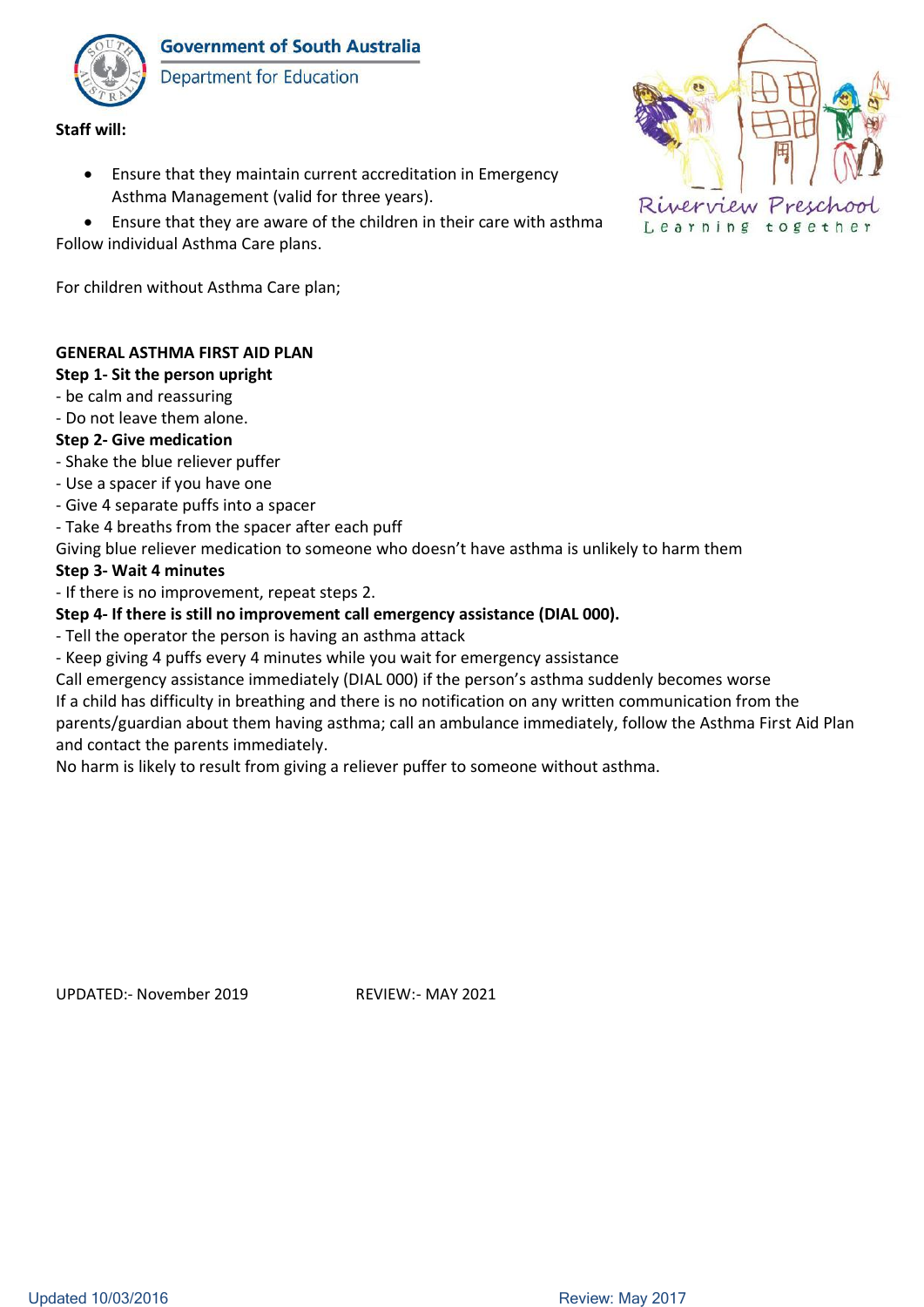**Staff will:**

- Ensure that they maintain current accreditation in Emergency Asthma Management (valid for three years).
- Ensure that they are aware of the children in their care with asthma

Follow individual Asthma Care plans.

For children without Asthma Care plan;

**GENERAL ASTHMA FIRST AID PLAN**

**Step 1- Sit the person upright**

- be calm and reassuring
- Do not leave them alone.

**Step 2- Give medication**

- Shake the blue reliever puffer
- Use a spacer if you have one
- Give 4 separate puffs into a spacer
- Take 4 breaths from the spacer after each puff

Giving blue reliever medication to someone who doesn't have asthma is unlikely to harm them

**Step 3- Wait 4 minutes**

- If there is no improvement, repeat steps 2.

**Step 4- If there is still no improvement call emergency assistance (DIAL 000).**

- Tell the operator the person is having an asthma attack
- Keep giving 4 puffs every 4 minutes while you wait for emergency assistance

Call emergency assistance immediately (DIAL 000) if the person's asthma suddenly becomes worse

If a child has difficulty in breathing and there is no notification on any written communication from the parents/guardian about them having asthma; call an ambulance immediately, follow the Asthma First Aid Plan and contact the parents immediately.

No harm is likely to result from giving a reliever puffer to someone without asthma.

UPDATED:- November 2019 REVIEW:- MAY 2021